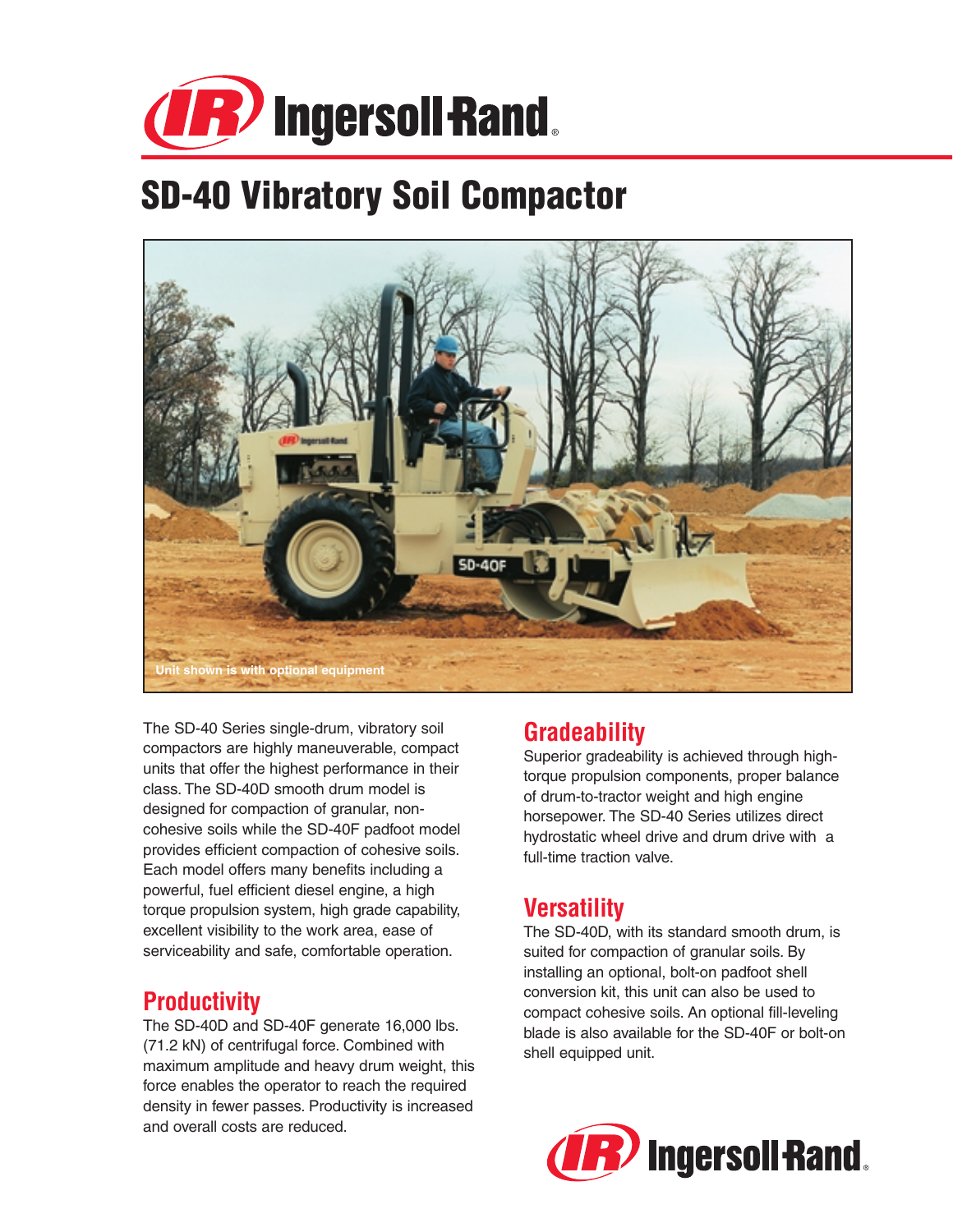Ingersoll Rand

# SD-40 Vibratory Soil Compactor

Unit shown is with optional equipment

The SD-40 Series single-drum, vibratory soil compactors are highly maneuverable, compact units that offer the highest performance in their class. The SD-40D smooth drum model is designed for compaction of granular, non-cohesive soils while the SD-40F padfoot model provides efficient compaction of cohesive soils. Each model offers many benefits including a powerful, fuel efficient diesel engine, a high torque propulsion system, high grade capability, excellent visibility to the work area, ease of serviceability and safe, comfortable operation.

## Productivity

The SD-40D and SD-40F generate 16,000 lbs. (71.2 kN) of centrifugal force. Combined with maximum amplitude and heavy drum weight, this force enables the operator to reach the required density in fewer passes. Productivity is increased and overall costs are reduced.

## Gradeability

Superior gradeability is achieved through high-torque propulsion components, proper balance of drum-to-tractor weight and high engine horsepower. The SD-40 Series utilizes direct hydrostatic wheel drive and drum drive with a full-time traction valve.

## Versatility

The SD-40D, with its standard smooth drum, is suited for compaction of granular soils. By installing an optional, bolt-on padfoot shell conversion kit, this unit can also be used to compact cohesive soils. An optional fill-leveling blade is also available for the SD-40F or bolt-on shell equipped unit.

Ingersoll Rand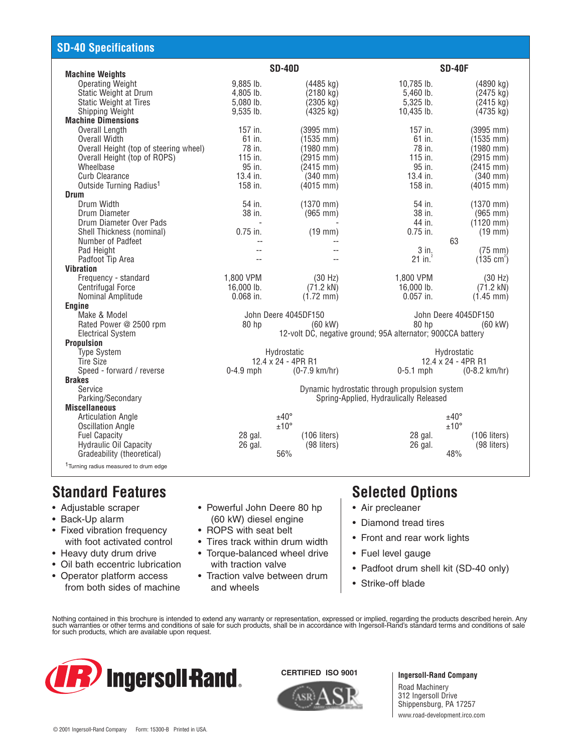## SD-40 Specifications

| | SD-40D | | SD-40F | |
|---|---|---|---|---|
| **Machine Weights** | | | | |
| Operating Weight | 9,885 lb. | (4485 kg) | 10,785 lb. | (4890 kg) |
| Static Weight at Drum | 4,805 lb. | (2180 kg) | 5,460 lb. | (2475 kg) |
| Static Weight at Tires | 5,080 lb. | (2305 kg) | 5,325 lb. | (2415 kg) |
| Shipping Weight | 9,535 lb. | (4325 kg) | 10,435 lb. | (4735 kg) |
| **Machine Dimensions** | | | | |
| Overall Length | 157 in. | (3995 mm) | 157 in. | (3995 mm) |
| Overall Width | 61 in. | (1535 mm) | 61 in. | (1535 mm) |
| Overall Height (top of steering wheel) | 78 in. | (1980 mm) | 78 in. | (1980 mm) |
| Overall Height (top of ROPS) | 115 in. | (2915 mm) | 115 in. | (2915 mm) |
| Wheelbase | 95 in. | (2415 mm) | 95 in. | (2415 mm) |
| Curb Clearance | 13.4 in. | (340 mm) | 13.4 in. | (340 mm) |
| Outside Turning Radius[1] | 158 in. | (4015 mm) | 158 in. | (4015 mm) |
| **Drum** | | | | |
| Drum Width | 54 in. | (1370 mm) | 54 in. | (1370 mm) |
| Drum Diameter | 38 in. | (965 mm) | 38 in. | (965 mm) |
| Drum Diameter Over Pads | - | - | 44 in. | (1120 mm) |
| Shell Thickness (nominal) | 0.75 in. | (19 mm) | 0.75 in. | (19 mm) |
| Number of Padfeet | -- | -- | 63 | |
| Pad Height | -- | -- | 3 in. | (75 mm) |
| Padfoot Tip Area | -- | -- | 21 $in.^2$ | (135 $cm^2$) |
| **Vibration** | | | | |
| Frequency - standard | 1,800 VPM | (30 Hz) | 1,800 VPM | (30 Hz) |
| Centrifugal Force | 16,000 lb. | (71.2 kN) | 16,000 lb. | (71.2 kN) |
| Nominal Amplitude | 0.068 in. | (1.72 mm) | 0.057 in. | (1.45 mm) |
| **Engine** | | | | |
| Make & Model | John Deere 4045DF150 | | John Deere 4045DF150 | |
| Rated Power @ 2500 rpm | 80 hp | (60 kW) | 80 hp | (60 kW) |
| Electrical System | 12-volt DC, negative ground; 95A alternator; 900CCA battery | | | |
| **Propulsion** | | | | |
| Type System | Hydrostatic | | Hydrostatic | |
| Tire Size | 12.4 x 24 - 4PR R1 | | 12.4 x 24 - 4PR R1 | |
| Speed - forward / reverse | 0-4.9 mph | (0-7.9 km/hr) | 0-5.1 mph | (0-8.2 km/hr) |
| **Brakes** | | | | |
| Service | Dynamic hydrostatic through propulsion system | | | |
| Parking/Secondary | Spring-Applied, Hydraulically Released | | | |
| **Miscellaneous** | | | | |
| Articulation Angle | ±40° | | ±40° | |
| Oscillation Angle | ±10° | | ±10° | |
| Fuel Capacity | 28 gal. | (106 liters) | 28 gal. | (106 liters) |
| Hydraulic Oil Capacity | 26 gal. | (98 liters) | 26 gal. | (98 liters) |
| Gradeability (theoretical) | 56% | | 48% | |

[1]Turning radius measured to drum edge

## Standard Features

- Adjustable scraper
- Back-Up alarm
- Fixed vibration frequency with foot activated control
- Heavy duty drum drive
- Oil bath eccentric lubrication
- Operator platform access from both sides of machine
- Powerful John Deere 80 hp (60 kW) diesel engine
- ROPS with seat belt
- Tires track within drum width
- Torque-balanced wheel drive with traction valve
- Traction valve between drum and wheels

## Selected Options

- Air precleaner
- Diamond tread tires
- Front and rear work lights
- Fuel level gauge
- Padfoot drum shell kit (SD-40 only)
- Strike-off blade

Nothing contained in this brochure is intended to extend any warranty or representation, expressed or implied, regarding the products described herein. Any such warranties or other terms and conditions of sale for such products, shall be in accordance with Ingersoll-Rand's standard terms and conditions of sale for such products, which are available upon request.

Ingersoll-Rand

CERTIFIED ISO 9001

**Ingersoll-Rand Company**
Road Machinery
312 Ingersoll Drive
Shippensburg, PA 17257
www.road-development.irco.com

© 2001 Ingersoll-Rand Company Form: 15300-B Printed in USA.